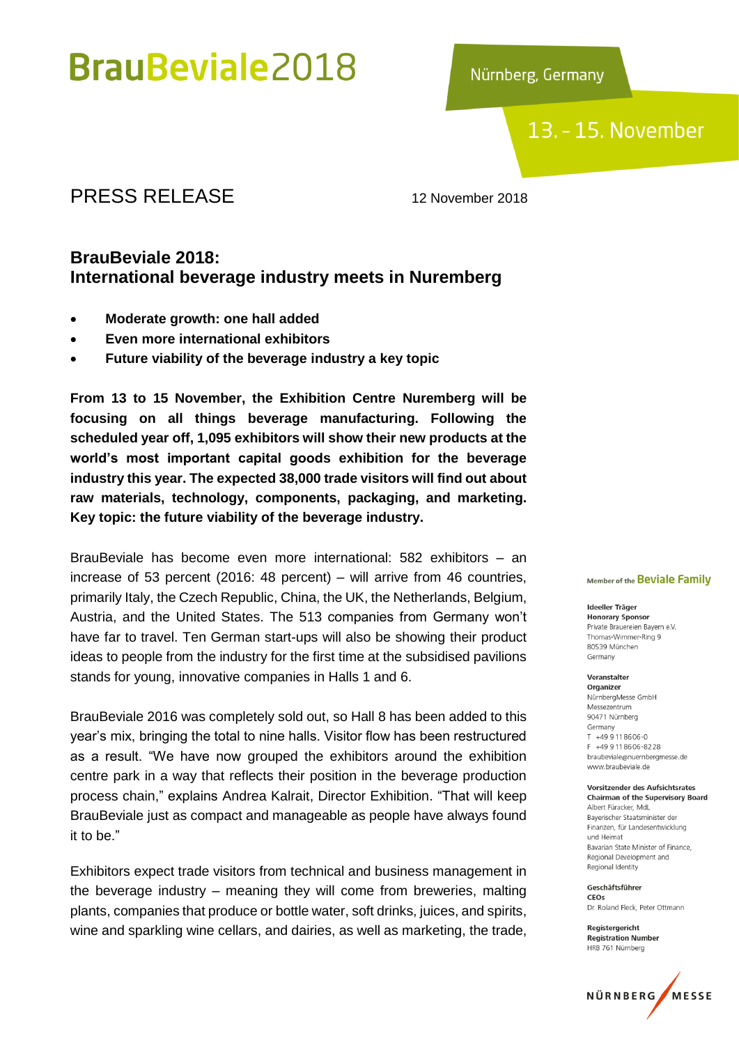# BrauBeviale2018

Nürnberg, Germany

13. – 15. November

PRESS RELEASE

12 November 2018

## BrauBeviale 2018:
## International beverage industry meets in Nuremberg

- **Moderate growth: one hall added**
- **Even more international exhibitors**
- **Future viability of the beverage industry a key topic**

**From 13 to 15 November, the Exhibition Centre Nuremberg will be focusing on all things beverage manufacturing. Following the scheduled year off, 1,095 exhibitors will show their new products at the world's most important capital goods exhibition for the beverage industry this year. The expected 38,000 trade visitors will find out about raw materials, technology, components, packaging, and marketing. Key topic: the future viability of the beverage industry.**

BrauBeviale has become even more international: 582 exhibitors – an increase of 53 percent (2016: 48 percent) – will arrive from 46 countries, primarily Italy, the Czech Republic, China, the UK, the Netherlands, Belgium, Austria, and the United States. The 513 companies from Germany won't have far to travel. Ten German start-ups will also be showing their product ideas to people from the industry for the first time at the subsidised pavilions stands for young, innovative companies in Halls 1 and 6.

BrauBeviale 2016 was completely sold out, so Hall 8 has been added to this year's mix, bringing the total to nine halls. Visitor flow has been restructured as a result. "We have now grouped the exhibitors around the exhibition centre park in a way that reflects their position in the beverage production process chain," explains Andrea Kalrait, Director Exhibition. "That will keep BrauBeviale just as compact and manageable as people have always found it to be."

Exhibitors expect trade visitors from technical and business management in the beverage industry – meaning they will come from breweries, malting plants, companies that produce or bottle water, soft drinks, juices, and spirits, wine and sparkling wine cellars, and dairies, as well as marketing, the trade,

Member of the Beviale Family

**Ideeller Träger**
**Honorary Sponsor**
Private Brauereien Bayern e.V.
Thomas-Wimmer-Ring 9
80539 München
Germany

**Veranstalter**
**Organizer**
NürnbergMesse GmbH
Messezentrum
90471 Nürnberg
Germany
T +49 9 11 86 06-0
F +49 9 11 86 06-82 28
braubeviale@nuernbergmesse.de
www.braubeviale.de

**Vorsitzender des Aufsichtsrates**
**Chairman of the Supervisory Board**
Albert Füracker, MdL
Bayerischer Staatsminister der Finanzen, für Landesentwicklung und Heimat
Bavarian State Minister of Finance, Regional Development and Regional Identity

**Geschäftsführer**
**CEOs**
Dr. Roland Fleck, Peter Ottmann

**Registergericht**
**Registration Number**
HRB 761 Nürnberg

NÜRNBERG MESSE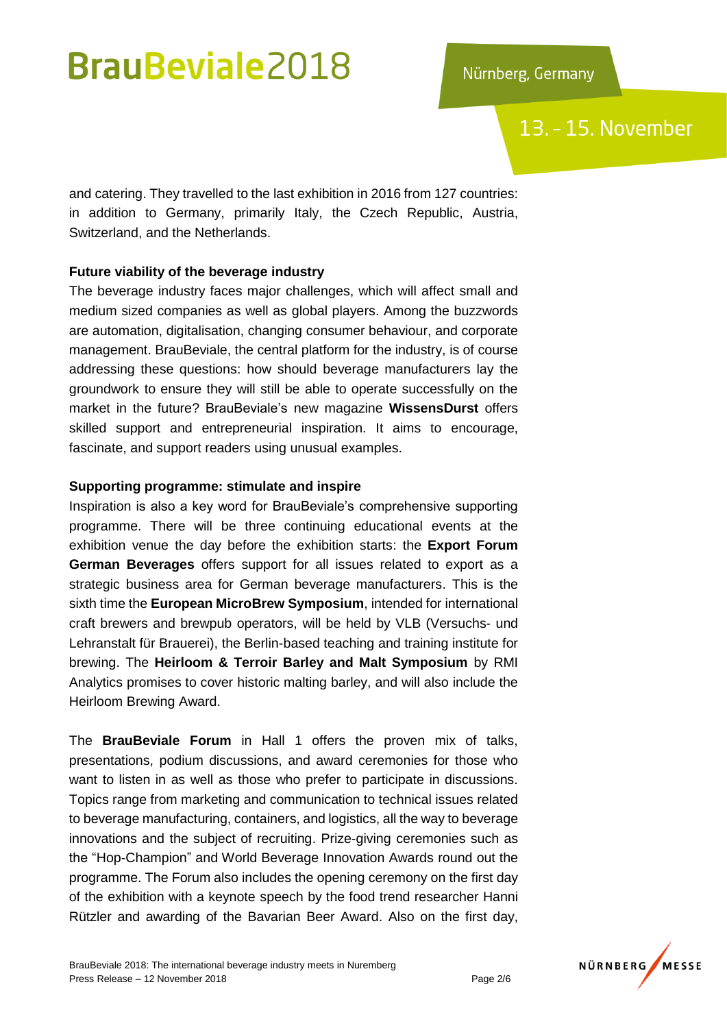and catering. They travelled to the last exhibition in 2016 from 127 countries: in addition to Germany, primarily Italy, the Czech Republic, Austria, Switzerland, and the Netherlands.

**Future viability of the beverage industry**

The beverage industry faces major challenges, which will affect small and medium sized companies as well as global players. Among the buzzwords are automation, digitalisation, changing consumer behaviour, and corporate management. BrauBeviale, the central platform for the industry, is of course addressing these questions: how should beverage manufacturers lay the groundwork to ensure they will still be able to operate successfully on the market in the future? BrauBeviale's new magazine **WissensDurst** offers skilled support and entrepreneurial inspiration. It aims to encourage, fascinate, and support readers using unusual examples.

**Supporting programme: stimulate and inspire**

Inspiration is also a key word for BrauBeviale's comprehensive supporting programme. There will be three continuing educational events at the exhibition venue the day before the exhibition starts: the **Export Forum German Beverages** offers support for all issues related to export as a strategic business area for German beverage manufacturers. This is the sixth time the **European MicroBrew Symposium**, intended for international craft brewers and brewpub operators, will be held by VLB (Versuchs- und Lehranstalt für Brauerei), the Berlin-based teaching and training institute for brewing. The **Heirloom & Terroir Barley and Malt Symposium** by RMI Analytics promises to cover historic malting barley, and will also include the Heirloom Brewing Award.

The **BrauBeviale Forum** in Hall 1 offers the proven mix of talks, presentations, podium discussions, and award ceremonies for those who want to listen in as well as those who prefer to participate in discussions. Topics range from marketing and communication to technical issues related to beverage manufacturing, containers, and logistics, all the way to beverage innovations and the subject of recruiting. Prize-giving ceremonies such as the "Hop-Champion" and World Beverage Innovation Awards round out the programme. The Forum also includes the opening ceremony on the first day of the exhibition with a keynote speech by the food trend researcher Hanni Rützler and awarding of the Bavarian Beer Award. Also on the first day,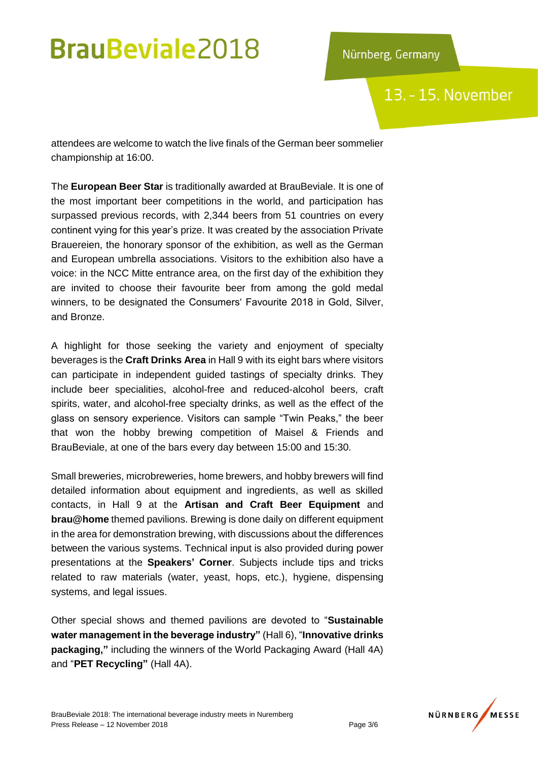attendees are welcome to watch the live finals of the German beer sommelier championship at 16:00.

The **European Beer Star** is traditionally awarded at BrauBeviale. It is one of the most important beer competitions in the world, and participation has surpassed previous records, with 2,344 beers from 51 countries on every continent vying for this year's prize. It was created by the association Private Brauereien, the honorary sponsor of the exhibition, as well as the German and European umbrella associations. Visitors to the exhibition also have a voice: in the NCC Mitte entrance area, on the first day of the exhibition they are invited to choose their favourite beer from among the gold medal winners, to be designated the Consumers' Favourite 2018 in Gold, Silver, and Bronze.

A highlight for those seeking the variety and enjoyment of specialty beverages is the **Craft Drinks Area** in Hall 9 with its eight bars where visitors can participate in independent guided tastings of specialty drinks. They include beer specialities, alcohol-free and reduced-alcohol beers, craft spirits, water, and alcohol-free specialty drinks, as well as the effect of the glass on sensory experience. Visitors can sample "Twin Peaks," the beer that won the hobby brewing competition of Maisel & Friends and BrauBeviale, at one of the bars every day between 15:00 and 15:30.

Small breweries, microbreweries, home brewers, and hobby brewers will find detailed information about equipment and ingredients, as well as skilled contacts, in Hall 9 at the **Artisan and Craft Beer Equipment** and **brau@home** themed pavilions. Brewing is done daily on different equipment in the area for demonstration brewing, with discussions about the differences between the various systems. Technical input is also provided during power presentations at the **Speakers' Corner**. Subjects include tips and tricks related to raw materials (water, yeast, hops, etc.), hygiene, dispensing systems, and legal issues.

Other special shows and themed pavilions are devoted to "**Sustainable water management in the beverage industry"** (Hall 6), "**Innovative drinks packaging,"** including the winners of the World Packaging Award (Hall 4A) and "**PET Recycling"** (Hall 4A).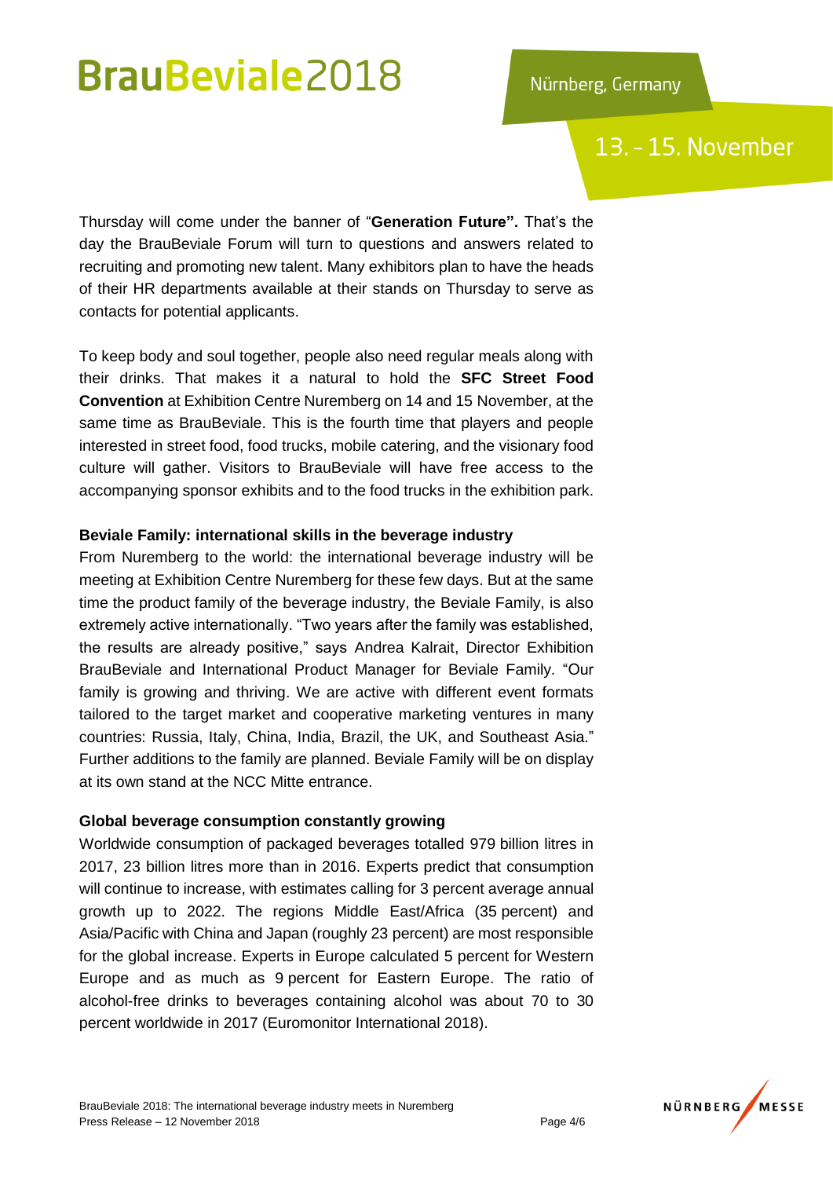Thursday will come under the banner of "**Generation Future".** That's the day the BrauBeviale Forum will turn to questions and answers related to recruiting and promoting new talent. Many exhibitors plan to have the heads of their HR departments available at their stands on Thursday to serve as contacts for potential applicants.

To keep body and soul together, people also need regular meals along with their drinks. That makes it a natural to hold the **SFC Street Food Convention** at Exhibition Centre Nuremberg on 14 and 15 November, at the same time as BrauBeviale. This is the fourth time that players and people interested in street food, food trucks, mobile catering, and the visionary food culture will gather. Visitors to BrauBeviale will have free access to the accompanying sponsor exhibits and to the food trucks in the exhibition park.

**Beviale Family: international skills in the beverage industry**

From Nuremberg to the world: the international beverage industry will be meeting at Exhibition Centre Nuremberg for these few days. But at the same time the product family of the beverage industry, the Beviale Family, is also extremely active internationally. "Two years after the family was established, the results are already positive," says Andrea Kalrait, Director Exhibition BrauBeviale and International Product Manager for Beviale Family. "Our family is growing and thriving. We are active with different event formats tailored to the target market and cooperative marketing ventures in many countries: Russia, Italy, China, India, Brazil, the UK, and Southeast Asia." Further additions to the family are planned. Beviale Family will be on display at its own stand at the NCC Mitte entrance.

**Global beverage consumption constantly growing**

Worldwide consumption of packaged beverages totalled 979 billion litres in 2017, 23 billion litres more than in 2016. Experts predict that consumption will continue to increase, with estimates calling for 3 percent average annual growth up to 2022. The regions Middle East/Africa (35 percent) and Asia/Pacific with China and Japan (roughly 23 percent) are most responsible for the global increase. Experts in Europe calculated 5 percent for Western Europe and as much as 9 percent for Eastern Europe. The ratio of alcohol-free drinks to beverages containing alcohol was about 70 to 30 percent worldwide in 2017 (Euromonitor International 2018).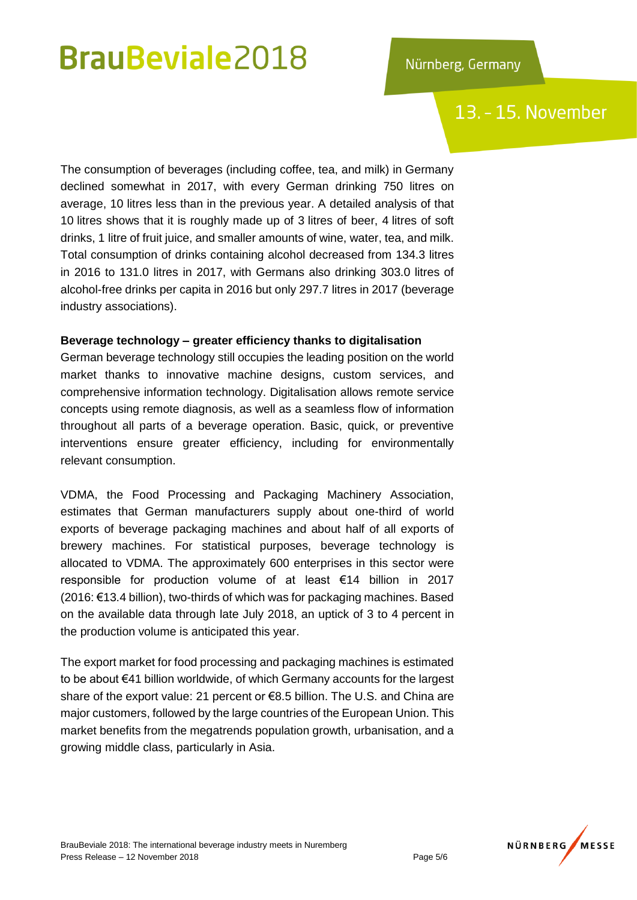The consumption of beverages (including coffee, tea, and milk) in Germany declined somewhat in 2017, with every German drinking 750 litres on average, 10 litres less than in the previous year. A detailed analysis of that 10 litres shows that it is roughly made up of 3 litres of beer, 4 litres of soft drinks, 1 litre of fruit juice, and smaller amounts of wine, water, tea, and milk. Total consumption of drinks containing alcohol decreased from 134.3 litres in 2016 to 131.0 litres in 2017, with Germans also drinking 303.0 litres of alcohol-free drinks per capita in 2016 but only 297.7 litres in 2017 (beverage industry associations).

**Beverage technology – greater efficiency thanks to digitalisation**

German beverage technology still occupies the leading position on the world market thanks to innovative machine designs, custom services, and comprehensive information technology. Digitalisation allows remote service concepts using remote diagnosis, as well as a seamless flow of information throughout all parts of a beverage operation. Basic, quick, or preventive interventions ensure greater efficiency, including for environmentally relevant consumption.

VDMA, the Food Processing and Packaging Machinery Association, estimates that German manufacturers supply about one-third of world exports of beverage packaging machines and about half of all exports of brewery machines. For statistical purposes, beverage technology is allocated to VDMA. The approximately 600 enterprises in this sector were responsible for production volume of at least €14 billion in 2017 (2016: €13.4 billion), two-thirds of which was for packaging machines. Based on the available data through late July 2018, an uptick of 3 to 4 percent in the production volume is anticipated this year.

The export market for food processing and packaging machines is estimated to be about €41 billion worldwide, of which Germany accounts for the largest share of the export value: 21 percent or €8.5 billion. The U.S. and China are major customers, followed by the large countries of the European Union. This market benefits from the megatrends population growth, urbanisation, and a growing middle class, particularly in Asia.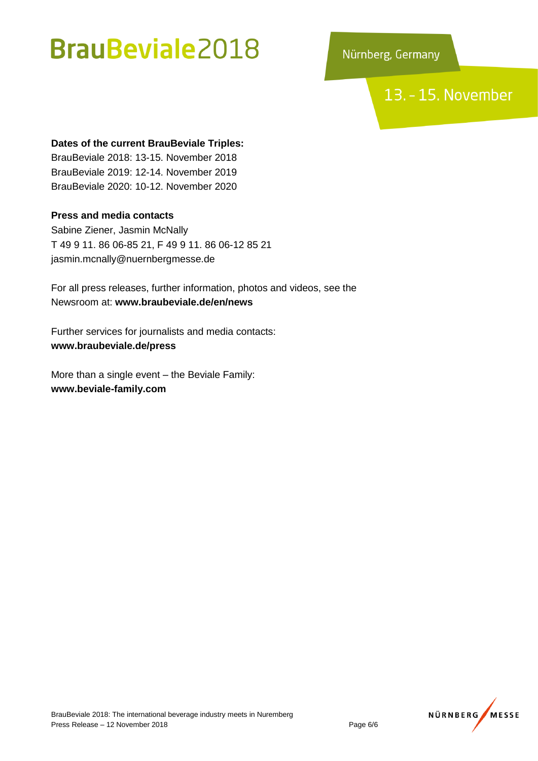**Dates of the current BrauBeviale Triples:**
BrauBeviale 2018: 13-15. November 2018
BrauBeviale 2019: 12-14. November 2019
BrauBeviale 2020: 10-12. November 2020

**Press and media contacts**
Sabine Ziener, Jasmin McNally
T 49 9 11. 86 06-85 21, F 49 9 11. 86 06-12 85 21
jasmin.mcnally@nuernbergmesse.de

For all press releases, further information, photos and videos, see the Newsroom at: **www.braubeviale.de/en/news**

Further services for journalists and media contacts:
**www.braubeviale.de/press**

More than a single event – the Beviale Family:
**www.beviale-family.com**